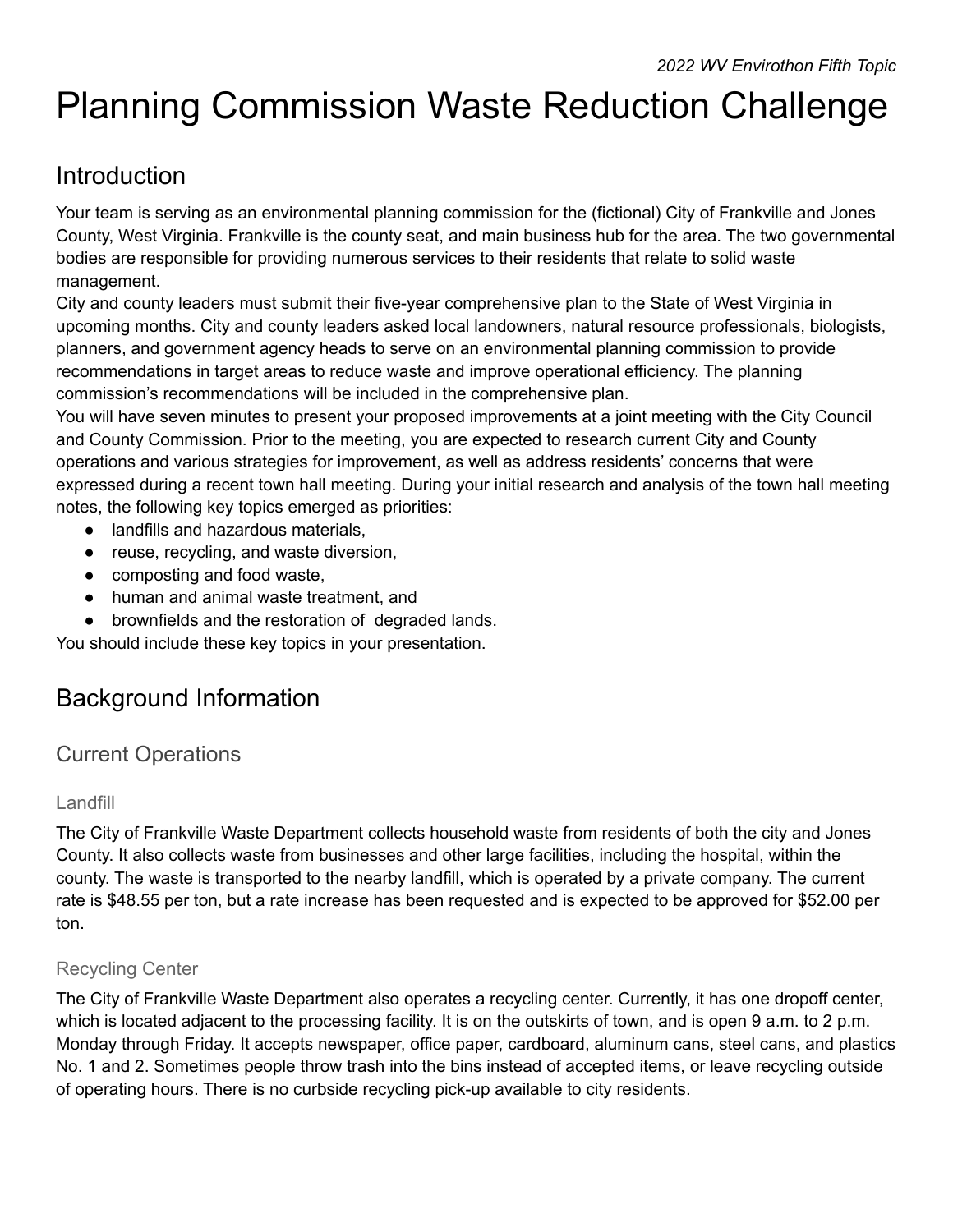*2022 WV Envirothon Fifth Topic*

# Planning Commission Waste Reduction Challenge

## Introduction

Your team is serving as an environmental planning commission for the (fictional) City of Frankville and Jones County, West Virginia. Frankville is the county seat, and main business hub for the area. The two governmental bodies are responsible for providing numerous services to their residents that relate to solid waste management.

City and county leaders must submit their five-year comprehensive plan to the State of West Virginia in upcoming months. City and county leaders asked local landowners, natural resource professionals, biologists, planners, and government agency heads to serve on an environmental planning commission to provide recommendations in target areas to reduce waste and improve operational efficiency. The planning commission's recommendations will be included in the comprehensive plan.

You will have seven minutes to present your proposed improvements at a joint meeting with the City Council and County Commission. Prior to the meeting, you are expected to research current City and County operations and various strategies for improvement, as well as address residents' concerns that were expressed during a recent town hall meeting. During your initial research and analysis of the town hall meeting notes, the following key topics emerged as priorities:

- landfills and hazardous materials,
- reuse, recycling, and waste diversion,
- composting and food waste,
- human and animal waste treatment, and
- brownfields and the restoration of degraded lands.

You should include these key topics in your presentation.

## Background Information

### Current Operations

#### Landfill

The City of Frankville Waste Department collects household waste from residents of both the city and Jones County. It also collects waste from businesses and other large facilities, including the hospital, within the county. The waste is transported to the nearby landfill, which is operated by a private company. The current rate is $48.55 per ton, but a rate increase has been requested and is expected to be approved for $52.00 per ton.

#### Recycling Center

The City of Frankville Waste Department also operates a recycling center. Currently, it has one dropoff center, which is located adjacent to the processing facility. It is on the outskirts of town, and is open 9 a.m. to 2 p.m. Monday through Friday. It accepts newspaper, office paper, cardboard, aluminum cans, steel cans, and plastics No. 1 and 2. Sometimes people throw trash into the bins instead of accepted items, or leave recycling outside of operating hours. There is no curbside recycling pick-up available to city residents.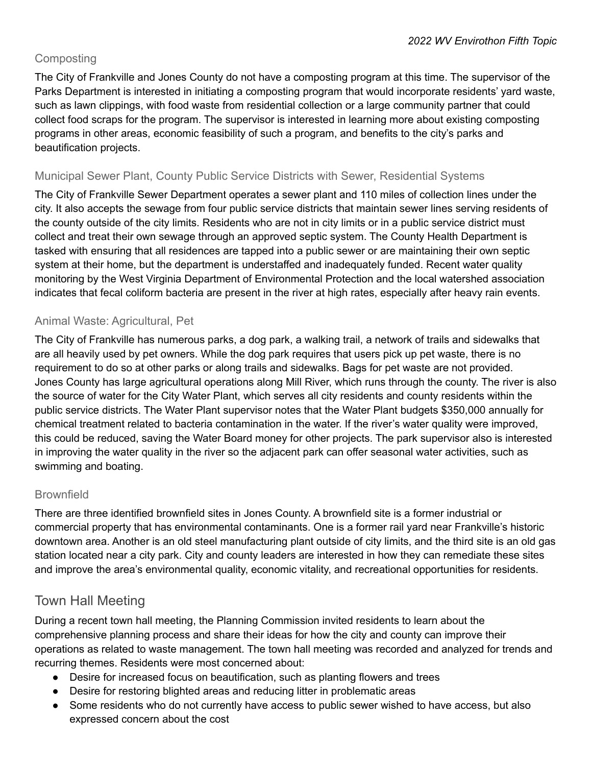### Composting

The City of Frankville and Jones County do not have a composting program at this time. The supervisor of the Parks Department is interested in initiating a composting program that would incorporate residents' yard waste, such as lawn clippings, with food waste from residential collection or a large community partner that could collect food scraps for the program. The supervisor is interested in learning more about existing composting programs in other areas, economic feasibility of such a program, and benefits to the city's parks and beautification projects.

### Municipal Sewer Plant, County Public Service Districts with Sewer, Residential Systems

The City of Frankville Sewer Department operates a sewer plant and 110 miles of collection lines under the city. It also accepts the sewage from four public service districts that maintain sewer lines serving residents of the county outside of the city limits. Residents who are not in city limits or in a public service district must collect and treat their own sewage through an approved septic system. The County Health Department is tasked with ensuring that all residences are tapped into a public sewer or are maintaining their own septic system at their home, but the department is understaffed and inadequately funded. Recent water quality monitoring by the West Virginia Department of Environmental Protection and the local watershed association indicates that fecal coliform bacteria are present in the river at high rates, especially after heavy rain events.

### Animal Waste: Agricultural, Pet

The City of Frankville has numerous parks, a dog park, a walking trail, a network of trails and sidewalks that are all heavily used by pet owners. While the dog park requires that users pick up pet waste, there is no requirement to do so at other parks or along trails and sidewalks. Bags for pet waste are not provided. Jones County has large agricultural operations along Mill River, which runs through the county. The river is also the source of water for the City Water Plant, which serves all city residents and county residents within the public service districts. The Water Plant supervisor notes that the Water Plant budgets $350,000 annually for chemical treatment related to bacteria contamination in the water. If the river's water quality were improved, this could be reduced, saving the Water Board money for other projects. The park supervisor also is interested in improving the water quality in the river so the adjacent park can offer seasonal water activities, such as swimming and boating.

### Brownfield

There are three identified brownfield sites in Jones County. A brownfield site is a former industrial or commercial property that has environmental contaminants. One is a former rail yard near Frankville's historic downtown area. Another is an old steel manufacturing plant outside of city limits, and the third site is an old gas station located near a city park. City and county leaders are interested in how they can remediate these sites and improve the area's environmental quality, economic vitality, and recreational opportunities for residents.

## Town Hall Meeting

During a recent town hall meeting, the Planning Commission invited residents to learn about the comprehensive planning process and share their ideas for how the city and county can improve their operations as related to waste management. The town hall meeting was recorded and analyzed for trends and recurring themes. Residents were most concerned about:

- Desire for increased focus on beautification, such as planting flowers and trees
- Desire for restoring blighted areas and reducing litter in problematic areas
- Some residents who do not currently have access to public sewer wished to have access, but also expressed concern about the cost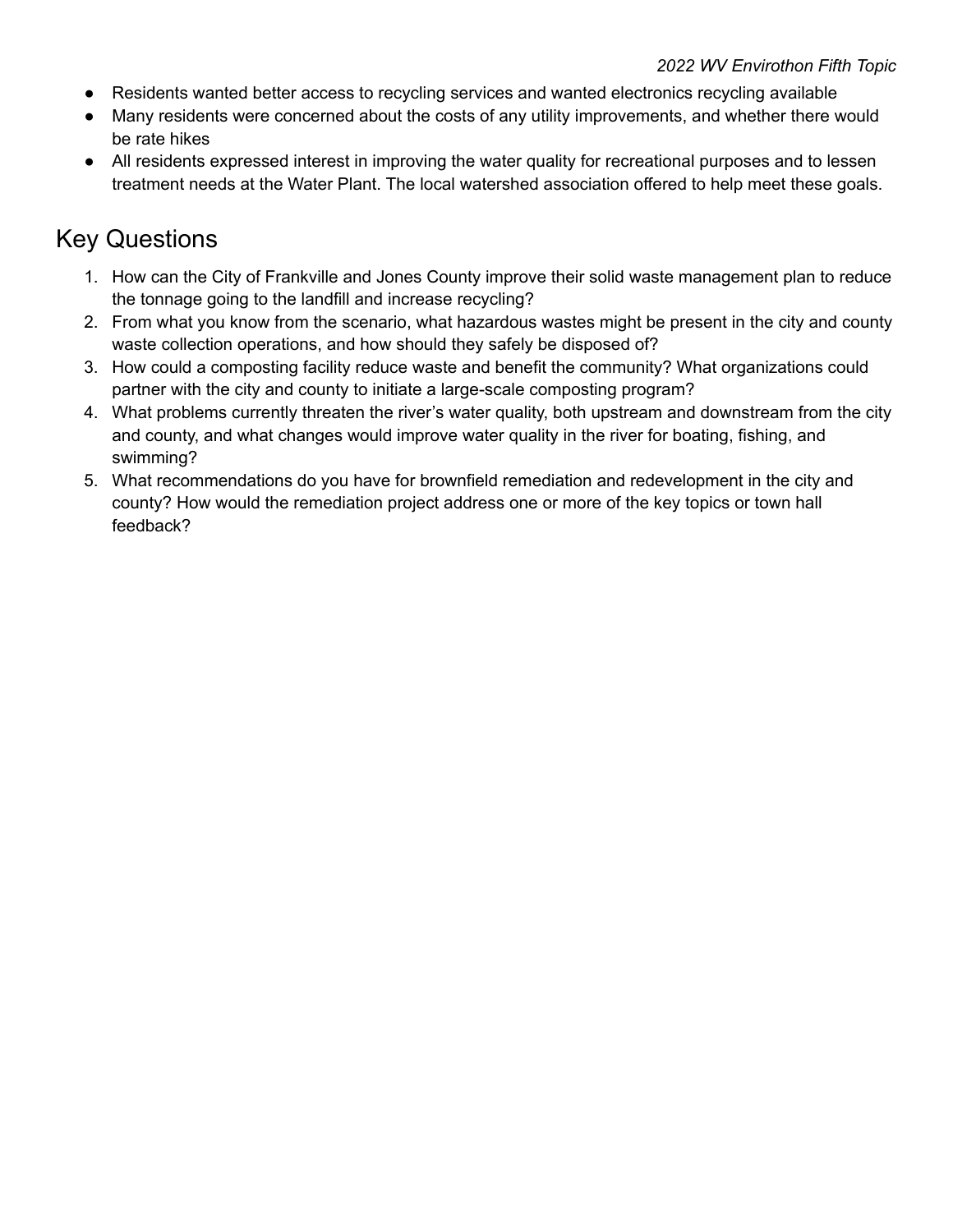- Residents wanted better access to recycling services and wanted electronics recycling available
- Many residents were concerned about the costs of any utility improvements, and whether there would be rate hikes
- All residents expressed interest in improving the water quality for recreational purposes and to lessen treatment needs at the Water Plant. The local watershed association offered to help meet these goals.

## Key Questions

1. How can the City of Frankville and Jones County improve their solid waste management plan to reduce the tonnage going to the landfill and increase recycling?
2. From what you know from the scenario, what hazardous wastes might be present in the city and county waste collection operations, and how should they safely be disposed of?
3. How could a composting facility reduce waste and benefit the community? What organizations could partner with the city and county to initiate a large-scale composting program?
4. What problems currently threaten the river's water quality, both upstream and downstream from the city and county, and what changes would improve water quality in the river for boating, fishing, and swimming?
5. What recommendations do you have for brownfield remediation and redevelopment in the city and county? How would the remediation project address one or more of the key topics or town hall feedback?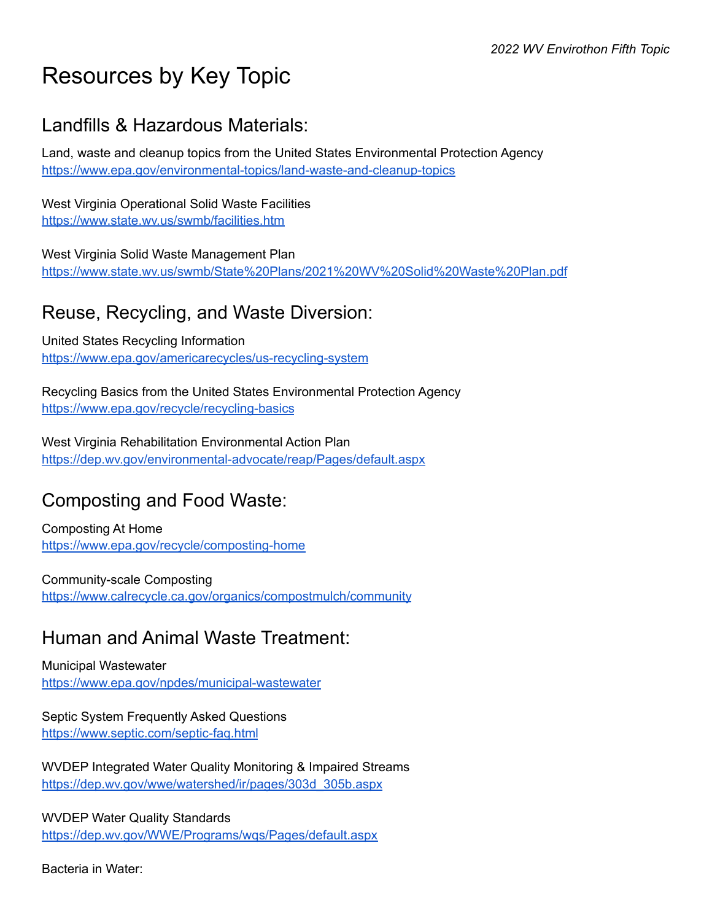# Resources by Key Topic

## Landfills & Hazardous Materials:

Land, waste and cleanup topics from the United States Environmental Protection Agency
https://www.epa.gov/environmental-topics/land-waste-and-cleanup-topics

West Virginia Operational Solid Waste Facilities
https://www.state.wv.us/swmb/facilities.htm

West Virginia Solid Waste Management Plan
https://www.state.wv.us/swmb/State%20Plans/2021%20WV%20Solid%20Waste%20Plan.pdf

## Reuse, Recycling, and Waste Diversion:

United States Recycling Information
https://www.epa.gov/americarecycles/us-recycling-system

Recycling Basics from the United States Environmental Protection Agency
https://www.epa.gov/recycle/recycling-basics

West Virginia Rehabilitation Environmental Action Plan
https://dep.wv.gov/environmental-advocate/reap/Pages/default.aspx

## Composting and Food Waste:

Composting At Home
https://www.epa.gov/recycle/composting-home

Community-scale Composting
https://www.calrecycle.ca.gov/organics/compostmulch/community

## Human and Animal Waste Treatment:

Municipal Wastewater
https://www.epa.gov/npdes/municipal-wastewater

Septic System Frequently Asked Questions
https://www.septic.com/septic-faq.html

WVDEP Integrated Water Quality Monitoring & Impaired Streams
https://dep.wv.gov/wwe/watershed/ir/pages/303d_305b.aspx

WVDEP Water Quality Standards
https://dep.wv.gov/WWE/Programs/wqs/Pages/default.aspx

Bacteria in Water: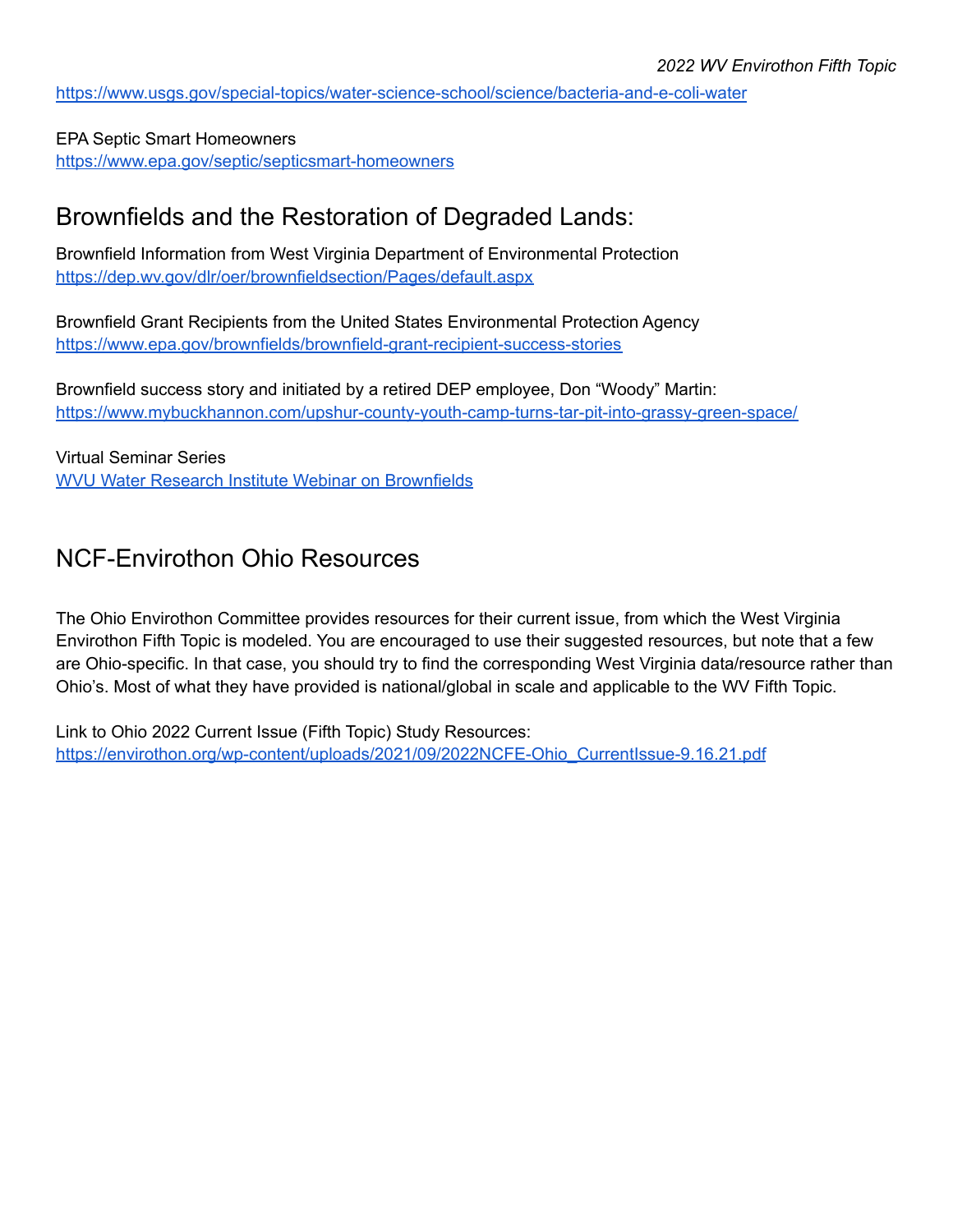https://www.usgs.gov/special-topics/water-science-school/science/bacteria-and-e-coli-water

EPA Septic Smart Homeowners
https://www.epa.gov/septic/septicsmart-homeowners

## Brownfields and the Restoration of Degraded Lands:

Brownfield Information from West Virginia Department of Environmental Protection
https://dep.wv.gov/dlr/oer/brownfieldsection/Pages/default.aspx

Brownfield Grant Recipients from the United States Environmental Protection Agency
https://www.epa.gov/brownfields/brownfield-grant-recipient-success-stories

Brownfield success story and initiated by a retired DEP employee, Don “Woody” Martin:
https://www.mybuckhannon.com/upshur-county-youth-camp-turns-tar-pit-into-grassy-green-space/

Virtual Seminar Series
WVU Water Research Institute Webinar on Brownfields

## NCF-Envirothon Ohio Resources

The Ohio Envirothon Committee provides resources for their current issue, from which the West Virginia Envirothon Fifth Topic is modeled. You are encouraged to use their suggested resources, but note that a few are Ohio-specific. In that case, you should try to find the corresponding West Virginia data/resource rather than Ohio’s. Most of what they have provided is national/global in scale and applicable to the WV Fifth Topic.

Link to Ohio 2022 Current Issue (Fifth Topic) Study Resources:
https://envirothon.org/wp-content/uploads/2021/09/2022NCFE-Ohio_CurrentIssue-9.16.21.pdf